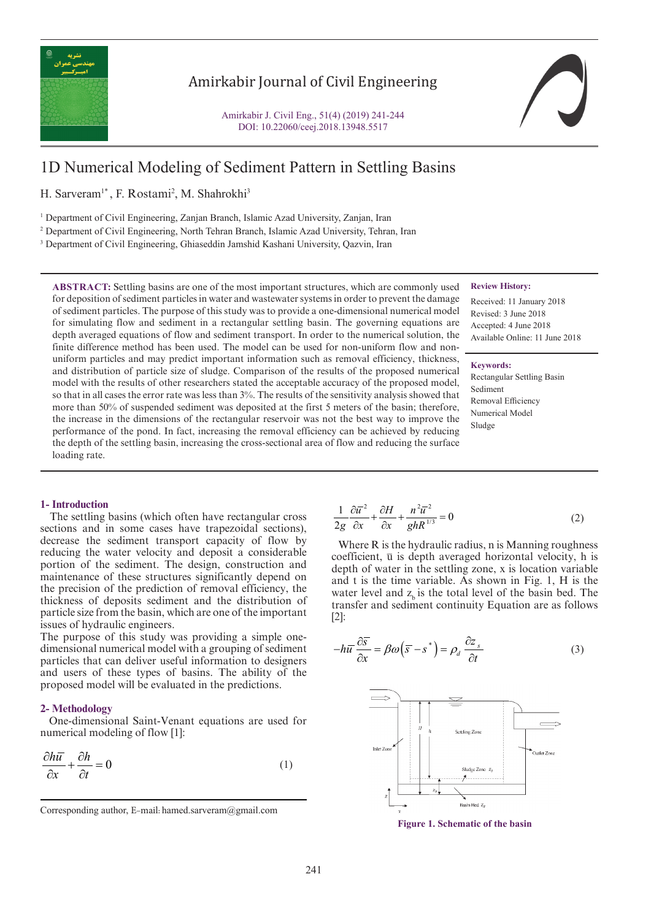# 1D Numerical Modeling of Sediment Pattern in Settling Basins

H. Sarveram[1*], F. Rostami[2], M. Shahrokhi[3]

[1] Department of Civil Engineering, Zanjan Branch, Islamic Azad University, Zanjan, Iran

[2] Department of Civil Engineering, North Tehran Branch, Islamic Azad University, Tehran, Iran

[3] Department of Civil Engineering, Ghiaseddin Jamshid Kashani University, Qazvin, Iran

**ABSTRACT:** Settling basins are one of the most important structures, which are commonly used for deposition of sediment particles in water and wastewater systems in order to prevent the damage of sediment particles. The purpose of this study was to provide a one-dimensional numerical model for simulating flow and sediment in a rectangular settling basin. The governing equations are depth averaged equations of flow and sediment transport. In order to the numerical solution, the finite difference method has been used. The model can be used for non-uniform flow and non-uniform particles and may predict important information such as removal efficiency, thickness, and distribution of particle size of sludge. Comparison of the results of the proposed numerical model with the results of other researchers stated the acceptable accuracy of the proposed model, so that in all cases the error rate was less than 3%. The results of the sensitivity analysis showed that more than 50% of suspended sediment was deposited at the first 5 meters of the basin; therefore, the increase in the dimensions of the rectangular reservoir was not the best way to improve the performance of the pond. In fact, increasing the removal efficiency can be achieved by reducing the depth of the settling basin, increasing the cross-sectional area of flow and reducing the surface loading rate.

**Review History:**

Received: 11 January 2018
Revised: 3 June 2018
Accepted: 4 June 2018
Available Online: 11 June 2018

**Keywords:**

Rectangular Settling Basin
Sediment
Removal Efficiency
Numerical Model
Sludge

## 1- Introduction

The settling basins (which often have rectangular cross sections and in some cases have trapezoidal sections), decrease the sediment transport capacity of flow by reducing the water velocity and deposit a considerable portion of the sediment. The design, construction and maintenance of these structures significantly depend on the precision of the prediction of removal efficiency, the thickness of deposits sediment and the distribution of particle size from the basin, which are one of the important issues of hydraulic engineers.

The purpose of this study was providing a simple one-dimensional numerical model with a grouping of sediment particles that can deliver useful information to designers and users of these types of basins. The ability of the proposed model will be evaluated in the predictions.

## 2- Methodology

One-dimensional Saint-Venant equations are used for numerical modeling of flow [1]:

$$\frac{\partial h\bar{u}}{\partial x}+\frac{\partial h}{\partial t}=0 \qquad (1)$$

$$\frac{1}{2g}\frac{\partial \bar{u}^2}{\partial x}+\frac{\partial H}{\partial x}+\frac{n^2\bar{u}^2}{ghR^{1/3}}=0 \qquad (2)$$

Where R is the hydraulic radius, n is Manning roughness coefficient, $\bar{u}$ is depth averaged horizontal velocity, h is depth of water in the settling zone, x is location variable and t is the time variable. As shown in Fig. 1, H is the water level and $z_b$ is the total level of the basin bed. The transfer and sediment continuity Equation are as follows [2]:

$$-h\bar{u}\frac{\partial \bar{s}}{\partial x}=\beta\omega\left(\bar{s}-s^*\right)=\rho_d\frac{\partial z_s}{\partial t} \qquad (3)$$

**Figure 1. Schematic of the basin**

Corresponding author, E-mail: hamed.sarveram@gmail.com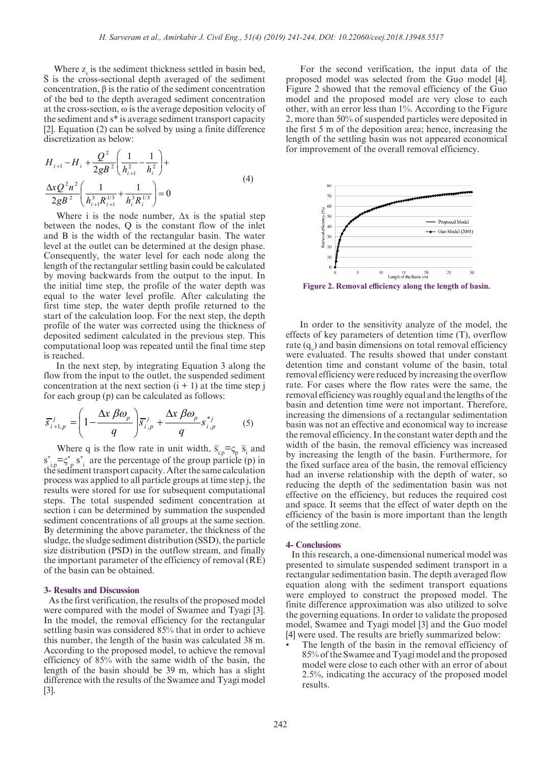Where $z_s$ is the sediment thickness settled in basin bed, $\bar{S}$ is the cross-sectional depth averaged of the sediment concentration, β is the ratio of the sediment concentration of the bed to the depth averaged sediment concentration at the cross-section, ω is the average deposition velocity of the sediment and s* is average sediment transport capacity [2]. Equation (2) can be solved by using a finite difference discretization as below:

$$H_{i+1} - H_i + \frac{Q^2}{2gB^2}\left(\frac{1}{h_{i+1}^2} - \frac{1}{h_i^2}\right) + \frac{\Delta x Q^2 n^2}{2gB^2}\left(\frac{1}{h_{i+1}^3 R_{i+1}^{1/3}} + \frac{1}{h_i^3 R_i^{1/3}}\right) = 0 \tag{4}$$

Where i is the node number, Δx is the spatial step between the nodes, Q is the constant flow of the inlet and B is the width of the rectangular basin. The water level at the outlet can be determined at the design phase. Consequently, the water level for each node along the length of the rectangular settling basin could be calculated by moving backwards from the output to the input. In the initial time step, the profile of the water depth was equal to the water level profile. After calculating the first time step, the water depth profile returned to the start of the calculation loop. For the next step, the depth profile of the water was corrected using the thickness of deposited sediment calculated in the previous step. This computational loop was repeated until the final time step is reached.

In the next step, by integrating Equation 3 along the flow from the input to the outlet, the suspended sediment concentration at the next section (i + 1) at the time step j for each group (p) can be calculated as follows:

$$\bar{s}_{i+1,p}^{j} = \left(1 - \frac{\Delta x\, \beta \omega_p}{q}\right)\bar{s}_{i,p}^{j} + \frac{\Delta x\, \beta \omega_p}{q} s_{i,p}^{*j} \tag{5}$$

Where q is the flow rate in unit width, $\bar{s}_{i,p} = \varsigma_p\, \bar{s}_i$ and $s^*_{i,p} = \varsigma^*_p\, s^*_i$ are the percentage of the group particle (p) in the sediment transport capacity. After the same calculation process was applied to all particle groups at time step j, the results were stored for use for subsequent computational steps. The total suspended sediment concentration at section i can be determined by summation the suspended sediment concentrations of all groups at the same section. By determining the above parameter, the thickness of the sludge, the sludge sediment distribution (SSD), the particle size distribution (PSD) in the outflow stream, and finally the important parameter of the efficiency of removal (RE) of the basin can be obtained.

## 3- Results and Discussion

As the first verification, the results of the proposed model were compared with the model of Swamee and Tyagi [3]. In the model, the removal efficiency for the rectangular settling basin was considered 85% that in order to achieve this number, the length of the basin was calculated 38 m. According to the proposed model, to achieve the removal efficiency of 85% with the same width of the basin, the length of the basin should be 39 m, which has a slight difference with the results of the Swamee and Tyagi model [3].

For the second verification, the input data of the proposed model was selected from the Guo model [4]. Figure 2 showed that the removal efficiency of the Guo model and the proposed model are very close to each other, with an error less than 1%. According to the Figure 2, more than 50% of suspended particles were deposited in the first 5 m of the deposition area; hence, increasing the length of the settling basin was not appeared economical for improvement of the overall removal efficiency.

**Figure 2. Removal efficiency along the length of basin.**

In order to the sensitivity analyze of the model, the effects of key parameters of detention time (T), overflow rate ($q_v$) and basin dimensions on total removal efficiency were evaluated. The results showed that under constant detention time and constant volume of the basin, total removal efficiency were reduced by increasing the overflow rate. For cases where the flow rates were the same, the removal efficiency was roughly equal and the lengths of the basin and detention time were not important. Therefore, increasing the dimensions of a rectangular sedimentation basin was not an effective and economical way to increase the removal efficiency. In the constant water depth and the width of the basin, the removal efficiency was increased by increasing the length of the basin. Furthermore, for the fixed surface area of the basin, the removal efficiency had an inverse relationship with the depth of water, so reducing the depth of the sedimentation basin was not effective on the efficiency, but reduces the required cost and space. It seems that the effect of water depth on the efficiency of the basin is more important than the length of the settling zone.

## 4- Conclusions

In this research, a one-dimensional numerical model was presented to simulate suspended sediment transport in a rectangular sedimentation basin. The depth averaged flow equation along with the sediment transport equations were employed to construct the proposed model. The finite difference approximation was also utilized to solve the governing equations. In order to validate the proposed model, Swamee and Tyagi model [3] and the Guo model [4] were used. The results are briefly summarized below:

- The length of the basin in the removal efficiency of 85% of the Swamee and Tyagi model and the proposed model were close to each other with an error of about 2.5%, indicating the accuracy of the proposed model results.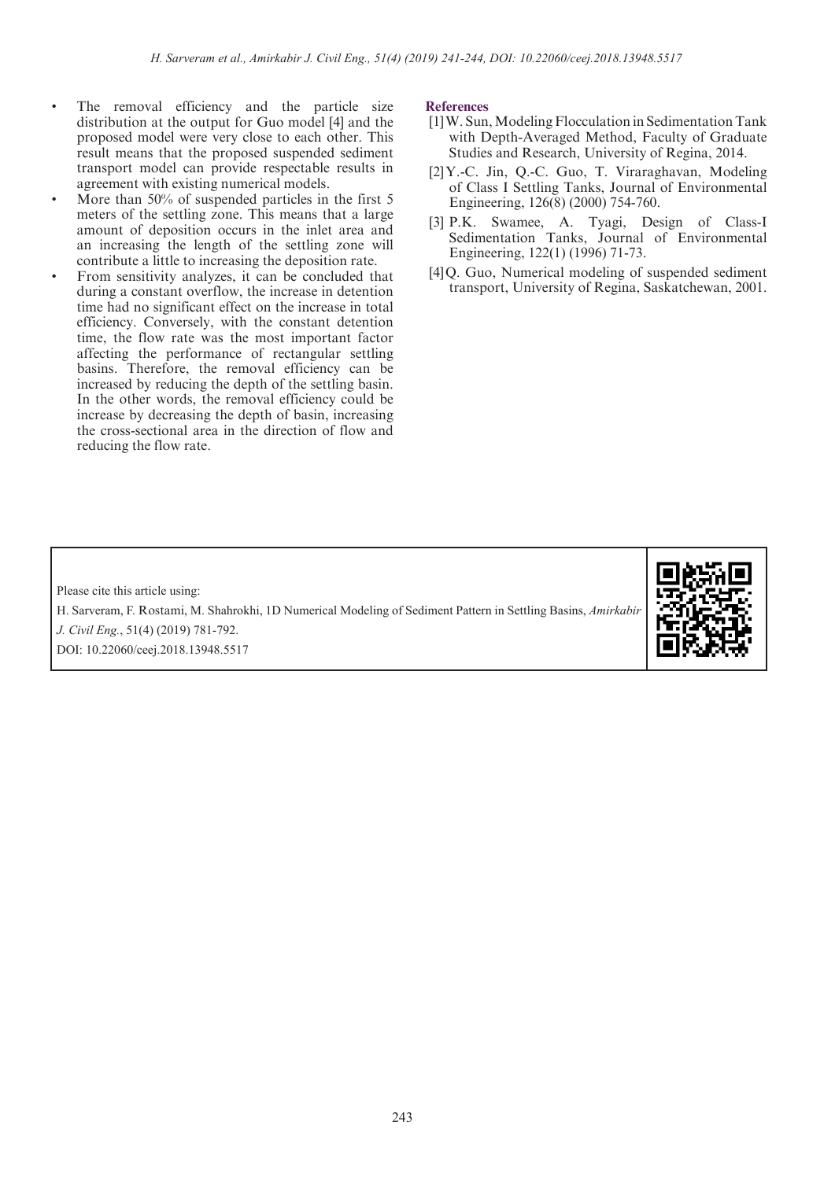- The removal efficiency and the particle size distribution at the output for Guo model [4] and the proposed model were very close to each other. This result means that the proposed suspended sediment transport model can provide respectable results in agreement with existing numerical models.
- More than 50% of suspended particles in the first 5 meters of the settling zone. This means that a large amount of deposition occurs in the inlet area and an increasing the length of the settling zone will contribute a little to increasing the deposition rate.
- From sensitivity analyzes, it can be concluded that during a constant overflow, the increase in detention time had no significant effect on the increase in total efficiency. Conversely, with the constant detention time, the flow rate was the most important factor affecting the performance of rectangular settling basins. Therefore, the removal efficiency can be increased by reducing the depth of the settling basin. In the other words, the removal efficiency could be increase by decreasing the depth of basin, increasing the cross-sectional area in the direction of flow and reducing the flow rate.

## References

[1] W. Sun, Modeling Flocculation in Sedimentation Tank with Depth-Averaged Method, Faculty of Graduate Studies and Research, University of Regina, 2014.

[2] Y.-C. Jin, Q.-C. Guo, T. Viraraghavan, Modeling of Class I Settling Tanks, Journal of Environmental Engineering, 126(8) (2000) 754-760.

[3] P.K. Swamee, A. Tyagi, Design of Class-I Sedimentation Tanks, Journal of Environmental Engineering, 122(1) (1996) 71-73.

[4] Q. Guo, Numerical modeling of suspended sediment transport, University of Regina, Saskatchewan, 2001.

Please cite this article using:

H. Sarveram, F. Rostami, M. Shahrokhi, 1D Numerical Modeling of Sediment Pattern in Settling Basins, *Amirkabir J. Civil Eng.*, 51(4) (2019) 781-792.

DOI: 10.22060/ceej.2018.13948.5517